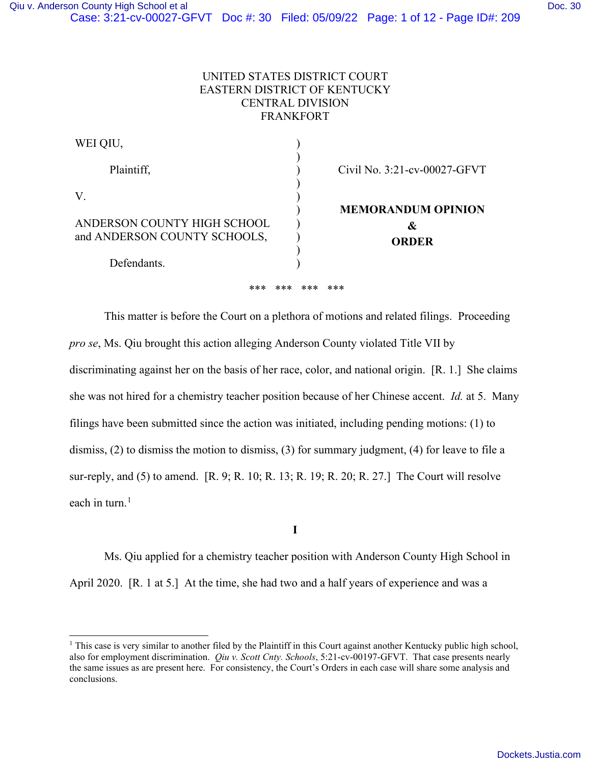UNITED STATES DISTRICT COURT
EASTERN DISTRICT OF KENTUCKY
CENTRAL DIVISION
FRANKFORT

WEI QIU,

Plaintiff,

V.

ANDERSON COUNTY HIGH SCHOOL and ANDERSON COUNTY SCHOOLS,

Defendants.

Civil No. 3:21-cv-00027-GFVT

**MEMORANDUM OPINION & ORDER**

*** *** *** ***

This matter is before the Court on a plethora of motions and related filings. Proceeding *pro se*, Ms. Qiu brought this action alleging Anderson County violated Title VII by discriminating against her on the basis of her race, color, and national origin. [R. 1.] She claims she was not hired for a chemistry teacher position because of her Chinese accent. *Id.* at 5. Many filings have been submitted since the action was initiated, including pending motions: (1) to dismiss, (2) to dismiss the motion to dismiss, (3) for summary judgment, (4) for leave to file a sur-reply, and (5) to amend. [R. 9; R. 10; R. 13; R. 19; R. 20; R. 27.] The Court will resolve each in turn.[1]

**I**

Ms. Qiu applied for a chemistry teacher position with Anderson County High School in April 2020. [R. 1 at 5.] At the time, she had two and a half years of experience and was a

[1] This case is very similar to another filed by the Plaintiff in this Court against another Kentucky public high school, also for employment discrimination. *Qiu v. Scott Cnty. Schools*, 5:21-cv-00197-GFVT. That case presents nearly the same issues as are present here. For consistency, the Court's Orders in each case will share some analysis and conclusions.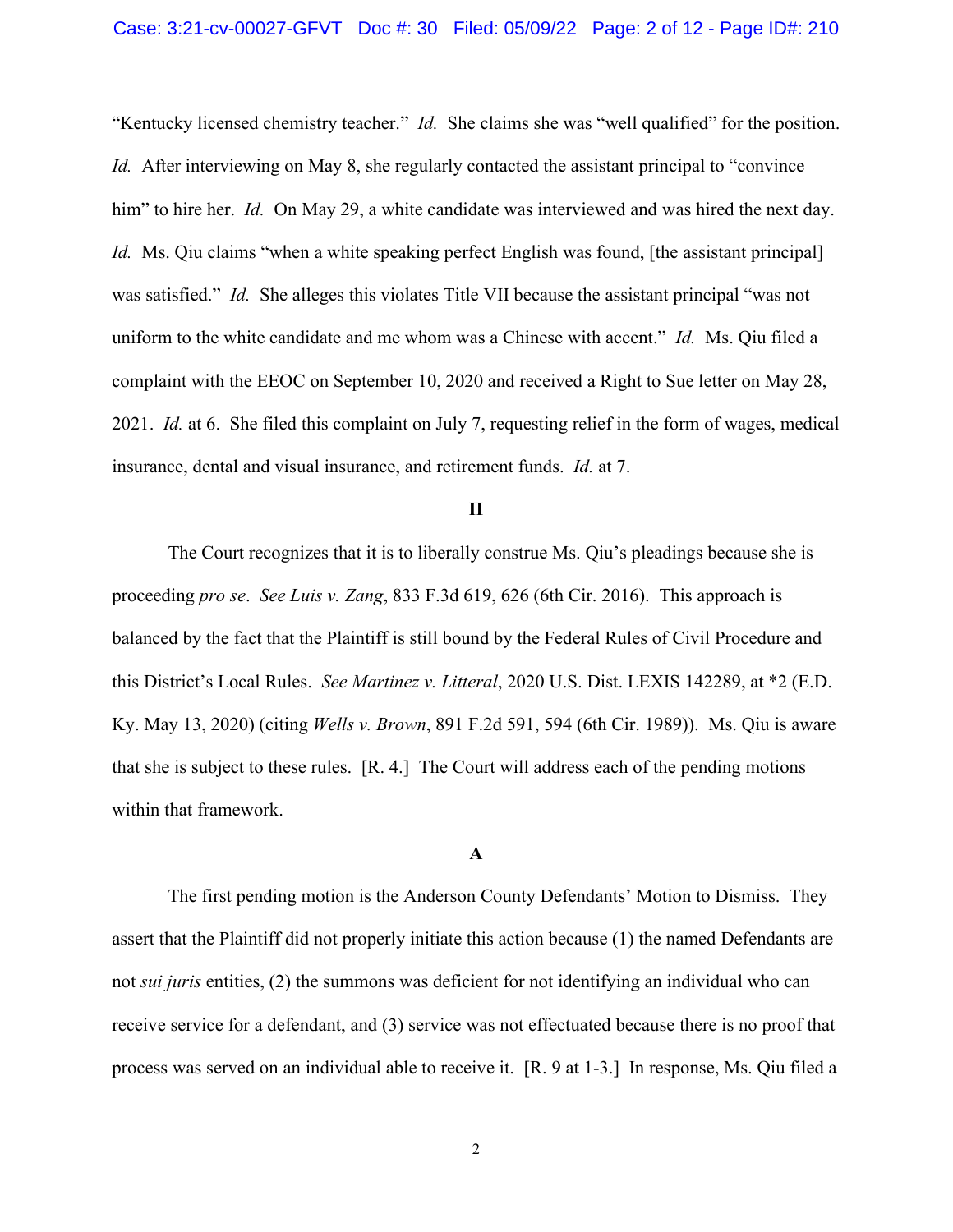"Kentucky licensed chemistry teacher." *Id.* She claims she was "well qualified" for the position. *Id.* After interviewing on May 8, she regularly contacted the assistant principal to "convince him" to hire her. *Id.* On May 29, a white candidate was interviewed and was hired the next day. *Id.* Ms. Qiu claims "when a white speaking perfect English was found, [the assistant principal] was satisfied." *Id.* She alleges this violates Title VII because the assistant principal "was not uniform to the white candidate and me whom was a Chinese with accent." *Id.* Ms. Qiu filed a complaint with the EEOC on September 10, 2020 and received a Right to Sue letter on May 28, 2021. *Id.* at 6. She filed this complaint on July 7, requesting relief in the form of wages, medical insurance, dental and visual insurance, and retirement funds. *Id.* at 7.

## II

The Court recognizes that it is to liberally construe Ms. Qiu's pleadings because she is proceeding *pro se*. *See Luis v. Zang*, 833 F.3d 619, 626 (6th Cir. 2016). This approach is balanced by the fact that the Plaintiff is still bound by the Federal Rules of Civil Procedure and this District's Local Rules. *See Martinez v. Litteral*, 2020 U.S. Dist. LEXIS 142289, at *2 (E.D. Ky. May 13, 2020) (citing *Wells v. Brown*, 891 F.2d 591, 594 (6th Cir. 1989)). Ms. Qiu is aware that she is subject to these rules. [R. 4.] The Court will address each of the pending motions within that framework.

### A

The first pending motion is the Anderson County Defendants' Motion to Dismiss. They assert that the Plaintiff did not properly initiate this action because (1) the named Defendants are not *sui juris* entities, (2) the summons was deficient for not identifying an individual who can receive service for a defendant, and (3) service was not effectuated because there is no proof that process was served on an individual able to receive it. [R. 9 at 1-3.] In response, Ms. Qiu filed a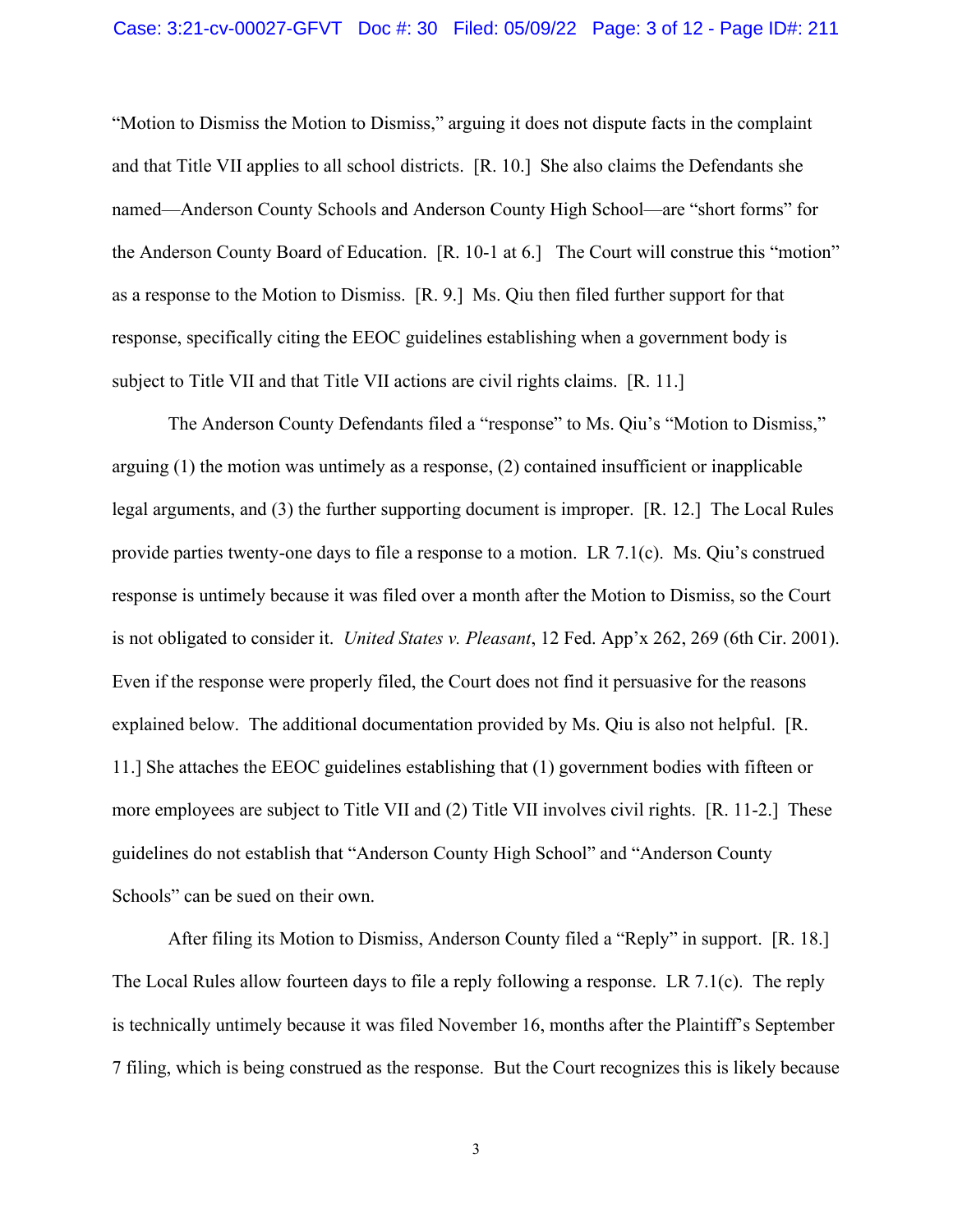"Motion to Dismiss the Motion to Dismiss," arguing it does not dispute facts in the complaint and that Title VII applies to all school districts. [R. 10.] She also claims the Defendants she named—Anderson County Schools and Anderson County High School—are "short forms" for the Anderson County Board of Education. [R. 10-1 at 6.] The Court will construe this "motion" as a response to the Motion to Dismiss. [R. 9.] Ms. Qiu then filed further support for that response, specifically citing the EEOC guidelines establishing when a government body is subject to Title VII and that Title VII actions are civil rights claims. [R. 11.]

The Anderson County Defendants filed a "response" to Ms. Qiu's "Motion to Dismiss," arguing (1) the motion was untimely as a response, (2) contained insufficient or inapplicable legal arguments, and (3) the further supporting document is improper. [R. 12.] The Local Rules provide parties twenty-one days to file a response to a motion. LR 7.1(c). Ms. Qiu's construed response is untimely because it was filed over a month after the Motion to Dismiss, so the Court is not obligated to consider it. *United States v. Pleasant*, 12 Fed. App'x 262, 269 (6th Cir. 2001). Even if the response were properly filed, the Court does not find it persuasive for the reasons explained below. The additional documentation provided by Ms. Qiu is also not helpful. [R. 11.] She attaches the EEOC guidelines establishing that (1) government bodies with fifteen or more employees are subject to Title VII and (2) Title VII involves civil rights. [R. 11-2.] These guidelines do not establish that "Anderson County High School" and "Anderson County Schools" can be sued on their own.

After filing its Motion to Dismiss, Anderson County filed a "Reply" in support. [R. 18.] The Local Rules allow fourteen days to file a reply following a response. LR 7.1(c). The reply is technically untimely because it was filed November 16, months after the Plaintiff's September 7 filing, which is being construed as the response. But the Court recognizes this is likely because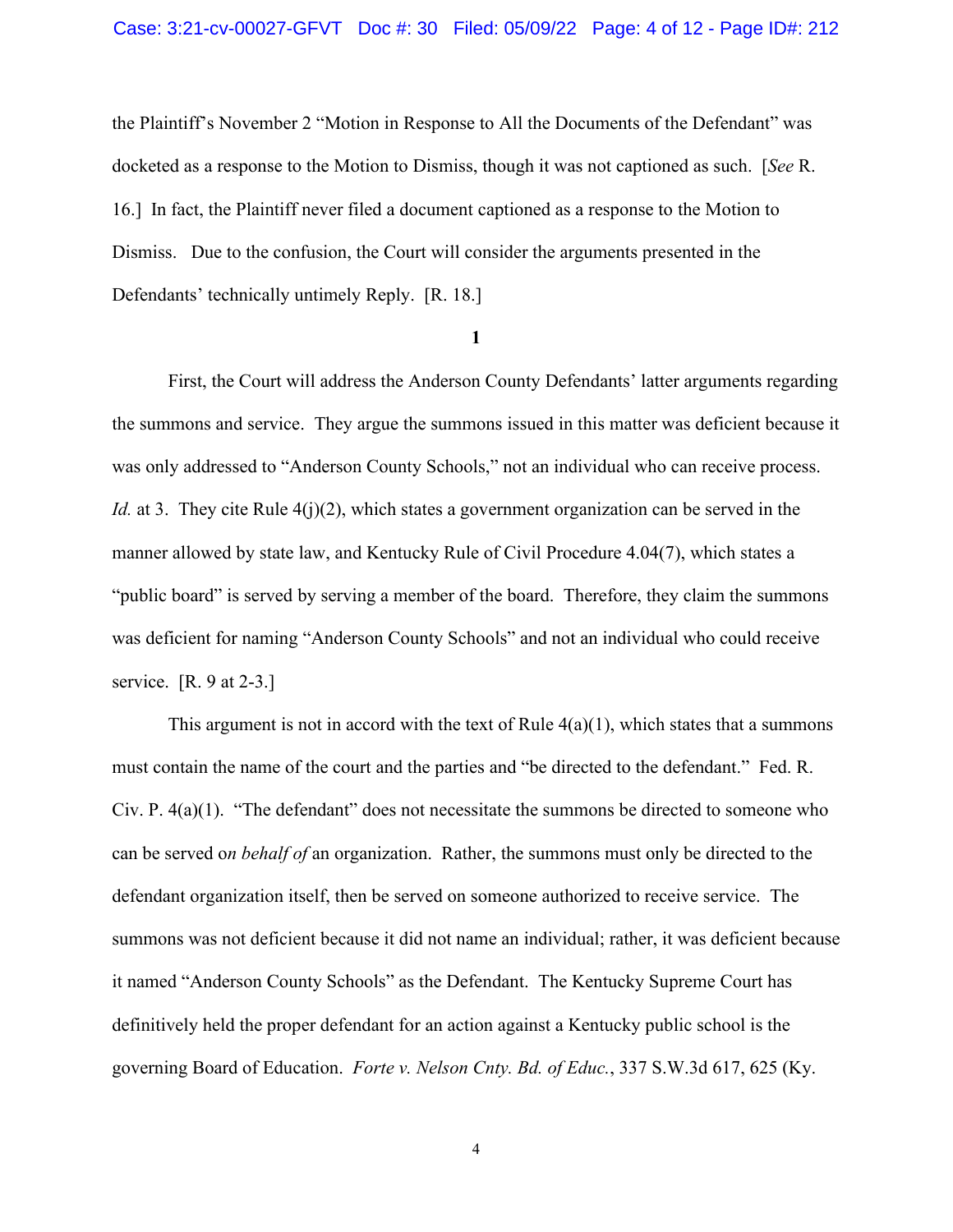the Plaintiff's November 2 "Motion in Response to All the Documents of the Defendant" was docketed as a response to the Motion to Dismiss, though it was not captioned as such. [*See* R. 16.] In fact, the Plaintiff never filed a document captioned as a response to the Motion to Dismiss. Due to the confusion, the Court will consider the arguments presented in the Defendants' technically untimely Reply. [R. 18.]

**1**

First, the Court will address the Anderson County Defendants' latter arguments regarding the summons and service. They argue the summons issued in this matter was deficient because it was only addressed to "Anderson County Schools," not an individual who can receive process. *Id.* at 3. They cite Rule 4(j)(2), which states a government organization can be served in the manner allowed by state law, and Kentucky Rule of Civil Procedure 4.04(7), which states a "public board" is served by serving a member of the board. Therefore, they claim the summons was deficient for naming "Anderson County Schools" and not an individual who could receive service. [R. 9 at 2-3.]

This argument is not in accord with the text of Rule 4(a)(1), which states that a summons must contain the name of the court and the parties and "be directed to the defendant." Fed. R. Civ. P. 4(a)(1). "The defendant" does not necessitate the summons be directed to someone who can be served o*n behalf of* an organization. Rather, the summons must only be directed to the defendant organization itself, then be served on someone authorized to receive service. The summons was not deficient because it did not name an individual; rather, it was deficient because it named "Anderson County Schools" as the Defendant. The Kentucky Supreme Court has definitively held the proper defendant for an action against a Kentucky public school is the governing Board of Education. *Forte v. Nelson Cnty. Bd. of Educ.*, 337 S.W.3d 617, 625 (Ky.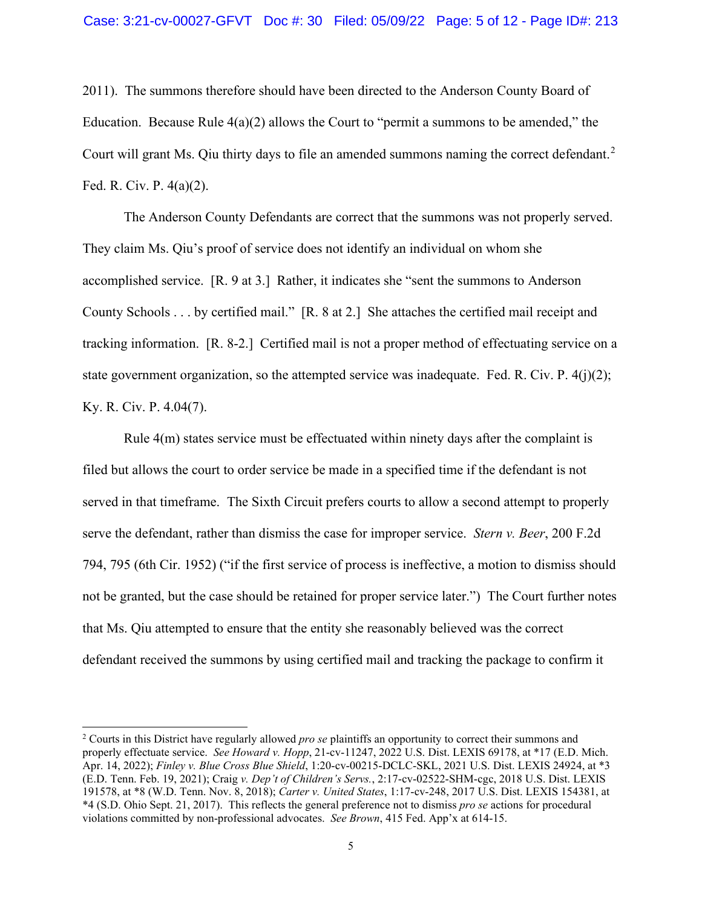2011). The summons therefore should have been directed to the Anderson County Board of Education. Because Rule 4(a)(2) allows the Court to "permit a summons to be amended," the Court will grant Ms. Qiu thirty days to file an amended summons naming the correct defendant.[2] Fed. R. Civ. P. 4(a)(2).

The Anderson County Defendants are correct that the summons was not properly served. They claim Ms. Qiu's proof of service does not identify an individual on whom she accomplished service. [R. 9 at 3.] Rather, it indicates she "sent the summons to Anderson County Schools . . . by certified mail." [R. 8 at 2.] She attaches the certified mail receipt and tracking information. [R. 8-2.] Certified mail is not a proper method of effectuating service on a state government organization, so the attempted service was inadequate. Fed. R. Civ. P. 4(j)(2); Ky. R. Civ. P. 4.04(7).

Rule 4(m) states service must be effectuated within ninety days after the complaint is filed but allows the court to order service be made in a specified time if the defendant is not served in that timeframe. The Sixth Circuit prefers courts to allow a second attempt to properly serve the defendant, rather than dismiss the case for improper service. *Stern v. Beer*, 200 F.2d 794, 795 (6th Cir. 1952) ("if the first service of process is ineffective, a motion to dismiss should not be granted, but the case should be retained for proper service later.") The Court further notes that Ms. Qiu attempted to ensure that the entity she reasonably believed was the correct defendant received the summons by using certified mail and tracking the package to confirm it

---

[2] Courts in this District have regularly allowed *pro se* plaintiffs an opportunity to correct their summons and properly effectuate service. *See Howard v. Hopp*, 21-cv-11247, 2022 U.S. Dist. LEXIS 69178, at *17 (E.D. Mich. Apr. 14, 2022); *Finley v. Blue Cross Blue Shield*, 1:20-cv-00215-DCLC-SKL, 2021 U.S. Dist. LEXIS 24924, at *3 (E.D. Tenn. Feb. 19, 2021); Craig *v. Dep't of Children's Servs.*, 2:17-cv-02522-SHM-cgc, 2018 U.S. Dist. LEXIS 191578, at *8 (W.D. Tenn. Nov. 8, 2018); *Carter v. United States*, 1:17-cv-248, 2017 U.S. Dist. LEXIS 154381, at *4 (S.D. Ohio Sept. 21, 2017). This reflects the general preference not to dismiss *pro se* actions for procedural violations committed by non-professional advocates. *See Brown*, 415 Fed. App'x at 614-15.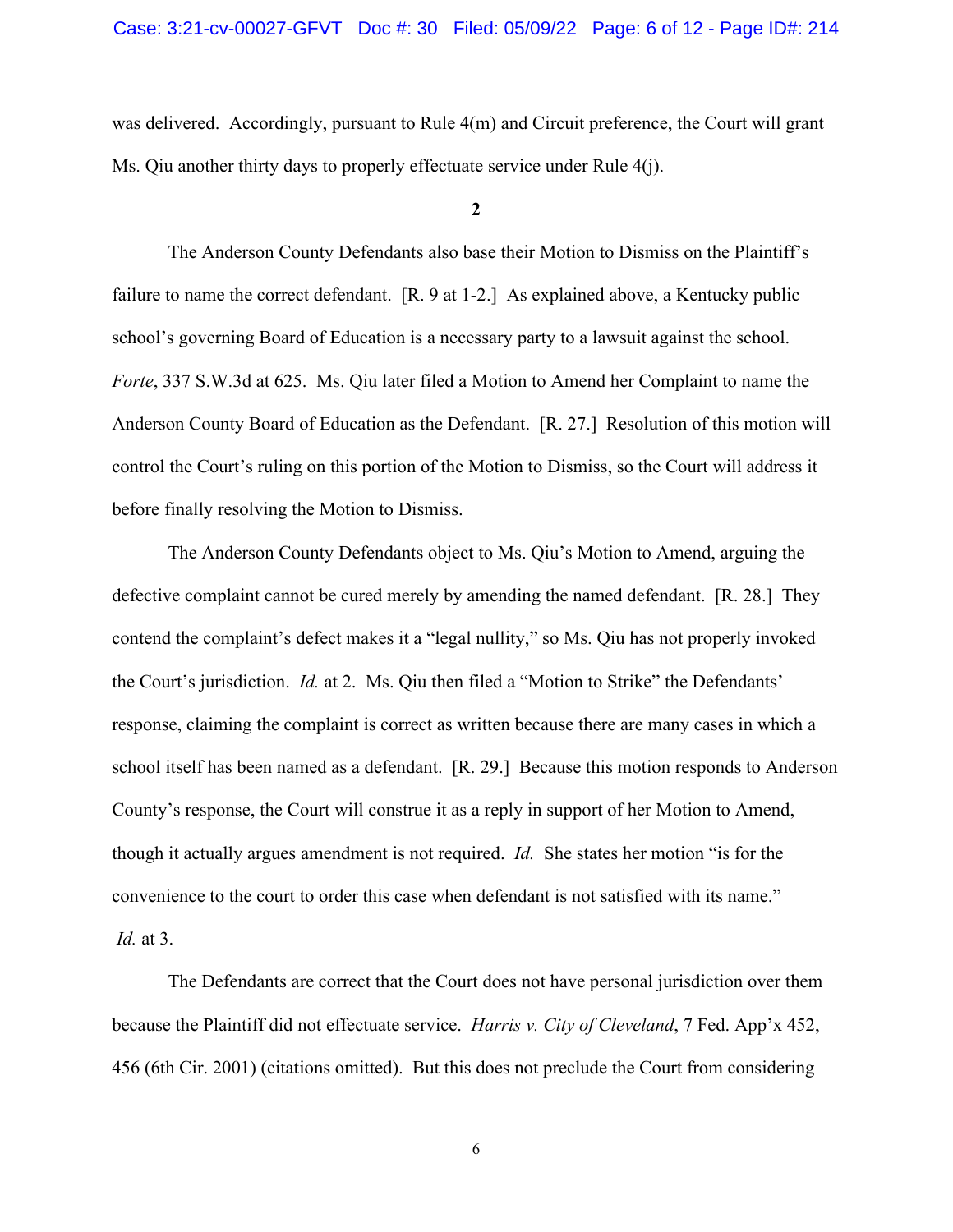was delivered. Accordingly, pursuant to Rule 4(m) and Circuit preference, the Court will grant Ms. Qiu another thirty days to properly effectuate service under Rule 4(j).

**2**

The Anderson County Defendants also base their Motion to Dismiss on the Plaintiff's failure to name the correct defendant. [R. 9 at 1-2.] As explained above, a Kentucky public school's governing Board of Education is a necessary party to a lawsuit against the school. *Forte*, 337 S.W.3d at 625. Ms. Qiu later filed a Motion to Amend her Complaint to name the Anderson County Board of Education as the Defendant. [R. 27.] Resolution of this motion will control the Court's ruling on this portion of the Motion to Dismiss, so the Court will address it before finally resolving the Motion to Dismiss.

The Anderson County Defendants object to Ms. Qiu's Motion to Amend, arguing the defective complaint cannot be cured merely by amending the named defendant. [R. 28.] They contend the complaint's defect makes it a "legal nullity," so Ms. Qiu has not properly invoked the Court's jurisdiction. *Id.* at 2. Ms. Qiu then filed a "Motion to Strike" the Defendants' response, claiming the complaint is correct as written because there are many cases in which a school itself has been named as a defendant. [R. 29.] Because this motion responds to Anderson County's response, the Court will construe it as a reply in support of her Motion to Amend, though it actually argues amendment is not required. *Id.* She states her motion "is for the convenience to the court to order this case when defendant is not satisfied with its name." *Id.* at 3.

The Defendants are correct that the Court does not have personal jurisdiction over them because the Plaintiff did not effectuate service. *Harris v. City of Cleveland*, 7 Fed. App'x 452, 456 (6th Cir. 2001) (citations omitted). But this does not preclude the Court from considering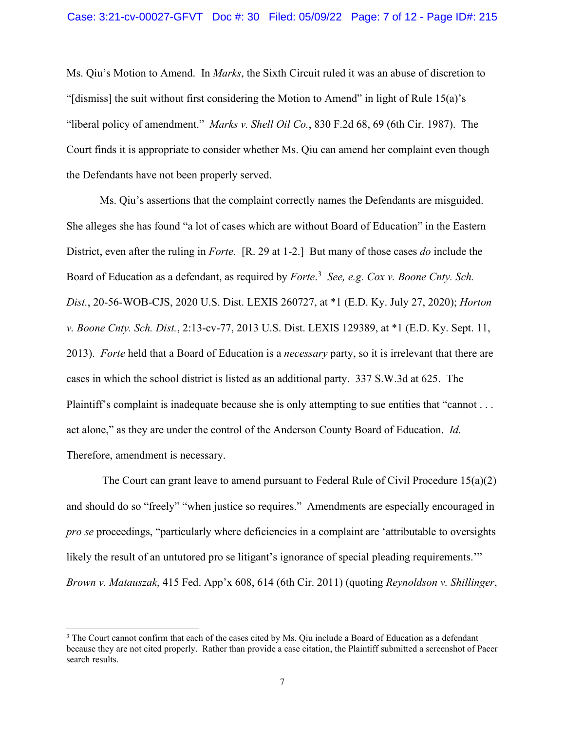Ms. Qiu's Motion to Amend. In *Marks*, the Sixth Circuit ruled it was an abuse of discretion to "[dismiss] the suit without first considering the Motion to Amend" in light of Rule 15(a)'s "liberal policy of amendment." *Marks v. Shell Oil Co.*, 830 F.2d 68, 69 (6th Cir. 1987). The Court finds it is appropriate to consider whether Ms. Qiu can amend her complaint even though the Defendants have not been properly served.

Ms. Qiu's assertions that the complaint correctly names the Defendants are misguided. She alleges she has found "a lot of cases which are without Board of Education" in the Eastern District, even after the ruling in *Forte.* [R. 29 at 1-2.] But many of those cases *do* include the Board of Education as a defendant, as required by *Forte*.[3] *See, e.g. Cox v. Boone Cnty. Sch. Dist.*, 20-56-WOB-CJS, 2020 U.S. Dist. LEXIS 260727, at *1 (E.D. Ky. July 27, 2020); *Horton v. Boone Cnty. Sch. Dist.*, 2:13-cv-77, 2013 U.S. Dist. LEXIS 129389, at *1 (E.D. Ky. Sept. 11, 2013). *Forte* held that a Board of Education is a *necessary* party, so it is irrelevant that there are cases in which the school district is listed as an additional party. 337 S.W.3d at 625. The Plaintiff's complaint is inadequate because she is only attempting to sue entities that "cannot . . . act alone," as they are under the control of the Anderson County Board of Education. *Id.* Therefore, amendment is necessary.

The Court can grant leave to amend pursuant to Federal Rule of Civil Procedure 15(a)(2) and should do so "freely" "when justice so requires." Amendments are especially encouraged in *pro se* proceedings, "particularly where deficiencies in a complaint are 'attributable to oversights likely the result of an untutored pro se litigant's ignorance of special pleading requirements.'" *Brown v. Matauszak*, 415 Fed. App'x 608, 614 (6th Cir. 2011) (quoting *Reynoldson v. Shillinger*,

[3] The Court cannot confirm that each of the cases cited by Ms. Qiu include a Board of Education as a defendant because they are not cited properly. Rather than provide a case citation, the Plaintiff submitted a screenshot of Pacer search results.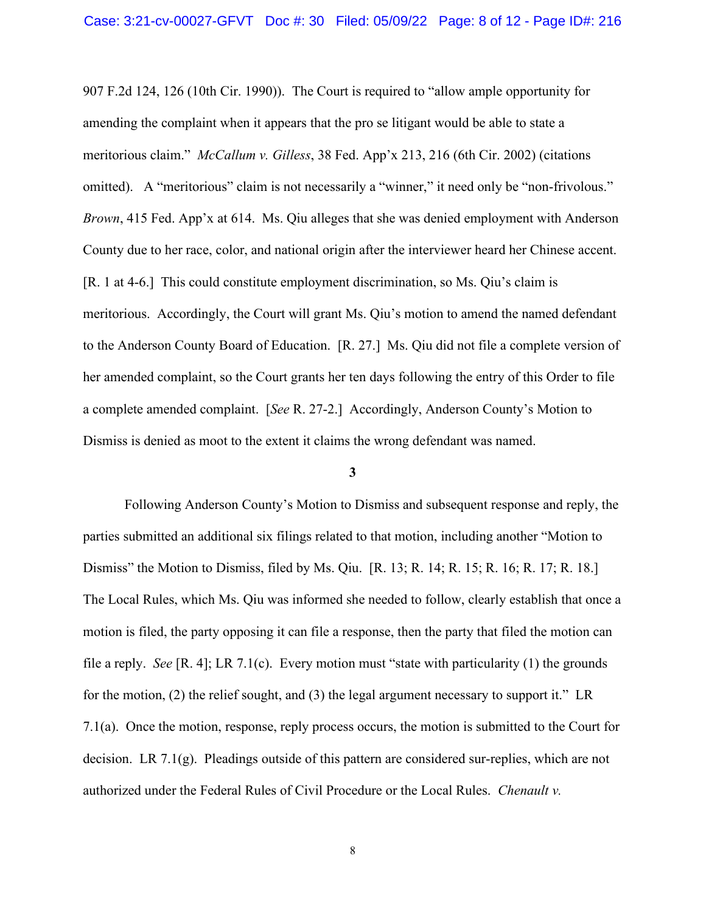907 F.2d 124, 126 (10th Cir. 1990)). The Court is required to "allow ample opportunity for amending the complaint when it appears that the pro se litigant would be able to state a meritorious claim." *McCallum v. Gilless*, 38 Fed. App'x 213, 216 (6th Cir. 2002) (citations omitted). A "meritorious" claim is not necessarily a "winner," it need only be "non-frivolous." *Brown*, 415 Fed. App'x at 614. Ms. Qiu alleges that she was denied employment with Anderson County due to her race, color, and national origin after the interviewer heard her Chinese accent. [R. 1 at 4-6.] This could constitute employment discrimination, so Ms. Qiu's claim is meritorious. Accordingly, the Court will grant Ms. Qiu's motion to amend the named defendant to the Anderson County Board of Education. [R. 27.] Ms. Qiu did not file a complete version of her amended complaint, so the Court grants her ten days following the entry of this Order to file a complete amended complaint. [*See* R. 27-2.] Accordingly, Anderson County's Motion to Dismiss is denied as moot to the extent it claims the wrong defendant was named.

**3**

Following Anderson County's Motion to Dismiss and subsequent response and reply, the parties submitted an additional six filings related to that motion, including another "Motion to Dismiss" the Motion to Dismiss, filed by Ms. Qiu. [R. 13; R. 14; R. 15; R. 16; R. 17; R. 18.] The Local Rules, which Ms. Qiu was informed she needed to follow, clearly establish that once a motion is filed, the party opposing it can file a response, then the party that filed the motion can file a reply. *See* [R. 4]; LR 7.1(c). Every motion must "state with particularity (1) the grounds for the motion, (2) the relief sought, and (3) the legal argument necessary to support it." LR 7.1(a). Once the motion, response, reply process occurs, the motion is submitted to the Court for decision. LR 7.1(g). Pleadings outside of this pattern are considered sur-replies, which are not authorized under the Federal Rules of Civil Procedure or the Local Rules. *Chenault v.*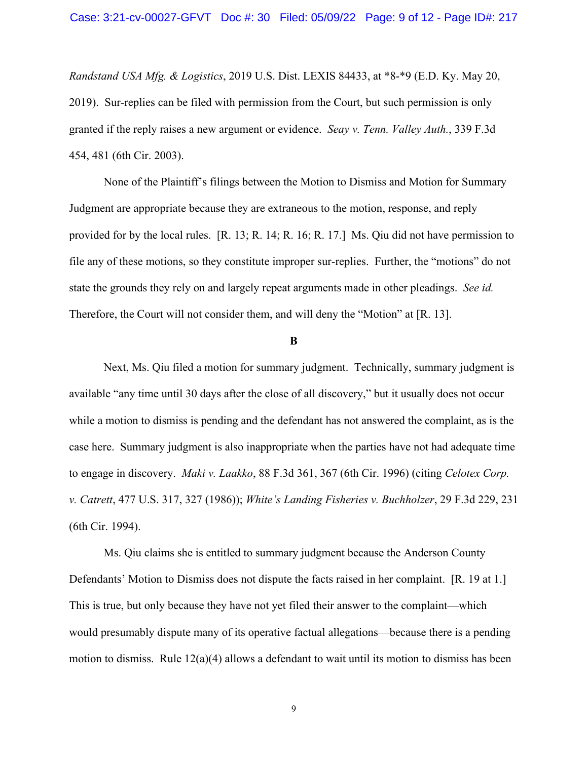*Randstand USA Mfg. & Logistics*, 2019 U.S. Dist. LEXIS 84433, at *8-*9 (E.D. Ky. May 20, 2019). Sur-replies can be filed with permission from the Court, but such permission is only granted if the reply raises a new argument or evidence. *Seay v. Tenn. Valley Auth.*, 339 F.3d 454, 481 (6th Cir. 2003).

None of the Plaintiff's filings between the Motion to Dismiss and Motion for Summary Judgment are appropriate because they are extraneous to the motion, response, and reply provided for by the local rules. [R. 13; R. 14; R. 16; R. 17.] Ms. Qiu did not have permission to file any of these motions, so they constitute improper sur-replies. Further, the "motions" do not state the grounds they rely on and largely repeat arguments made in other pleadings. *See id.* Therefore, the Court will not consider them, and will deny the "Motion" at [R. 13].

**B**

Next, Ms. Qiu filed a motion for summary judgment. Technically, summary judgment is available "any time until 30 days after the close of all discovery," but it usually does not occur while a motion to dismiss is pending and the defendant has not answered the complaint, as is the case here. Summary judgment is also inappropriate when the parties have not had adequate time to engage in discovery. *Maki v. Laakko*, 88 F.3d 361, 367 (6th Cir. 1996) (citing *Celotex Corp. v. Catrett*, 477 U.S. 317, 327 (1986)); *White's Landing Fisheries v. Buchholzer*, 29 F.3d 229, 231 (6th Cir. 1994).

Ms. Qiu claims she is entitled to summary judgment because the Anderson County Defendants' Motion to Dismiss does not dispute the facts raised in her complaint. [R. 19 at 1.] This is true, but only because they have not yet filed their answer to the complaint—which would presumably dispute many of its operative factual allegations—because there is a pending motion to dismiss. Rule 12(a)(4) allows a defendant to wait until its motion to dismiss has been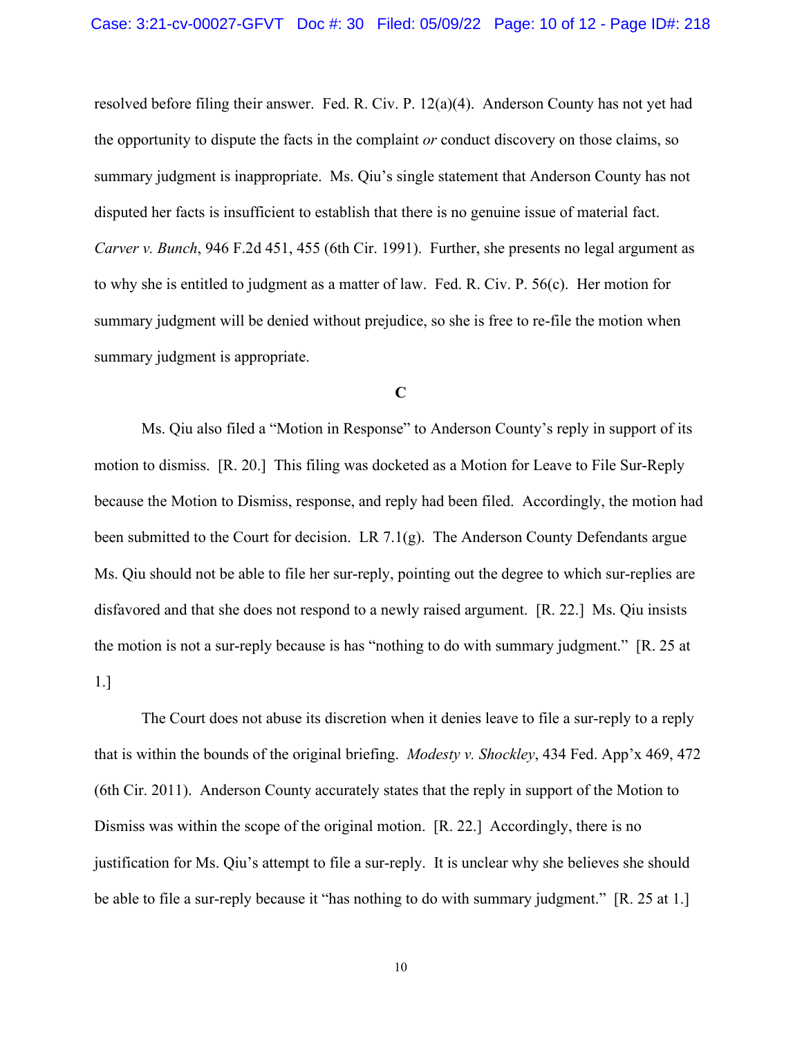resolved before filing their answer. Fed. R. Civ. P. 12(a)(4). Anderson County has not yet had the opportunity to dispute the facts in the complaint *or* conduct discovery on those claims, so summary judgment is inappropriate. Ms. Qiu's single statement that Anderson County has not disputed her facts is insufficient to establish that there is no genuine issue of material fact. *Carver v. Bunch*, 946 F.2d 451, 455 (6th Cir. 1991). Further, she presents no legal argument as to why she is entitled to judgment as a matter of law. Fed. R. Civ. P. 56(c). Her motion for summary judgment will be denied without prejudice, so she is free to re-file the motion when summary judgment is appropriate.

**C**

Ms. Qiu also filed a "Motion in Response" to Anderson County's reply in support of its motion to dismiss. [R. 20.] This filing was docketed as a Motion for Leave to File Sur-Reply because the Motion to Dismiss, response, and reply had been filed. Accordingly, the motion had been submitted to the Court for decision. LR 7.1(g). The Anderson County Defendants argue Ms. Qiu should not be able to file her sur-reply, pointing out the degree to which sur-replies are disfavored and that she does not respond to a newly raised argument. [R. 22.] Ms. Qiu insists the motion is not a sur-reply because is has "nothing to do with summary judgment." [R. 25 at 1.]

The Court does not abuse its discretion when it denies leave to file a sur-reply to a reply that is within the bounds of the original briefing. *Modesty v. Shockley*, 434 Fed. App'x 469, 472 (6th Cir. 2011). Anderson County accurately states that the reply in support of the Motion to Dismiss was within the scope of the original motion. [R. 22.] Accordingly, there is no justification for Ms. Qiu's attempt to file a sur-reply. It is unclear why she believes she should be able to file a sur-reply because it "has nothing to do with summary judgment." [R. 25 at 1.]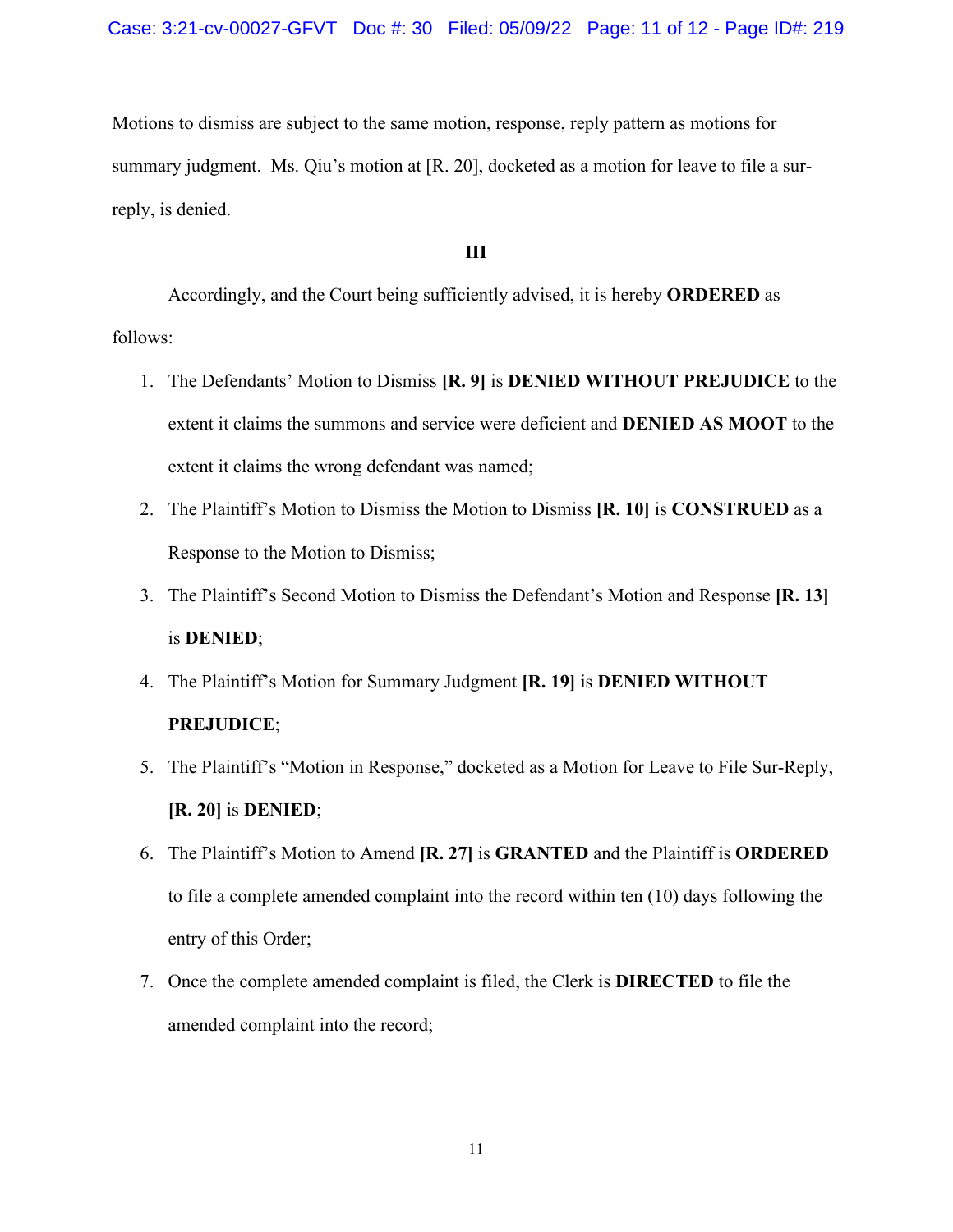Motions to dismiss are subject to the same motion, response, reply pattern as motions for summary judgment. Ms. Qiu's motion at [R. 20], docketed as a motion for leave to file a sur-reply, is denied.

### III

Accordingly, and the Court being sufficiently advised, it is hereby **ORDERED** as follows:

1. The Defendants' Motion to Dismiss **[R. 9]** is **DENIED WITHOUT PREJUDICE** to the extent it claims the summons and service were deficient and **DENIED AS MOOT** to the extent it claims the wrong defendant was named;
2. The Plaintiff's Motion to Dismiss the Motion to Dismiss **[R. 10]** is **CONSTRUED** as a Response to the Motion to Dismiss;
3. The Plaintiff's Second Motion to Dismiss the Defendant's Motion and Response **[R. 13]** is **DENIED**;
4. The Plaintiff's Motion for Summary Judgment **[R. 19]** is **DENIED WITHOUT PREJUDICE**;
5. The Plaintiff's "Motion in Response," docketed as a Motion for Leave to File Sur-Reply, **[R. 20]** is **DENIED**;
6. The Plaintiff's Motion to Amend **[R. 27]** is **GRANTED** and the Plaintiff is **ORDERED** to file a complete amended complaint into the record within ten (10) days following the entry of this Order;
7. Once the complete amended complaint is filed, the Clerk is **DIRECTED** to file the amended complaint into the record;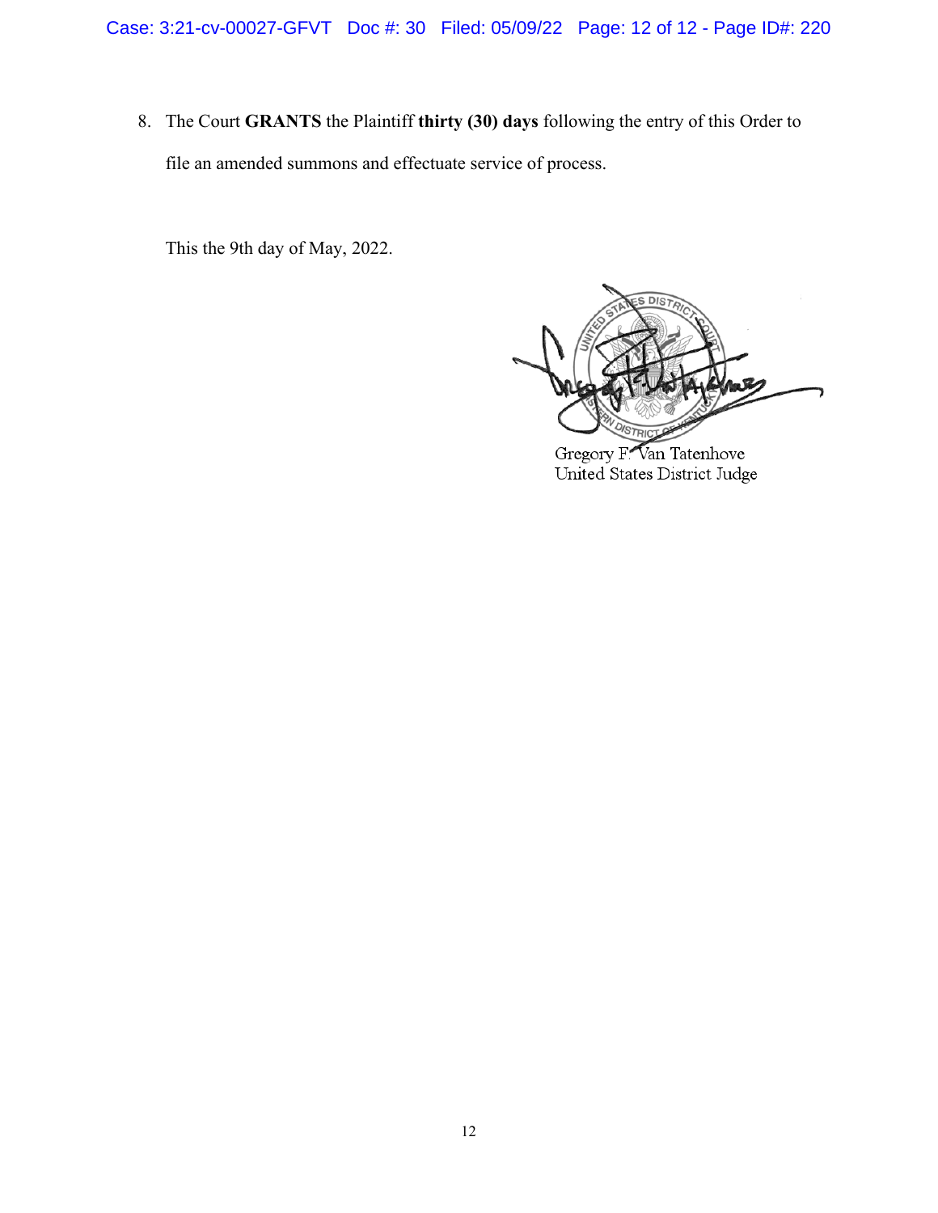8. The Court **GRANTS** the Plaintiff **thirty (30) days** following the entry of this Order to file an amended summons and effectuate service of process.

This the 9th day of May, 2022.

Gregory F. Van Tatenhove
United States District Judge